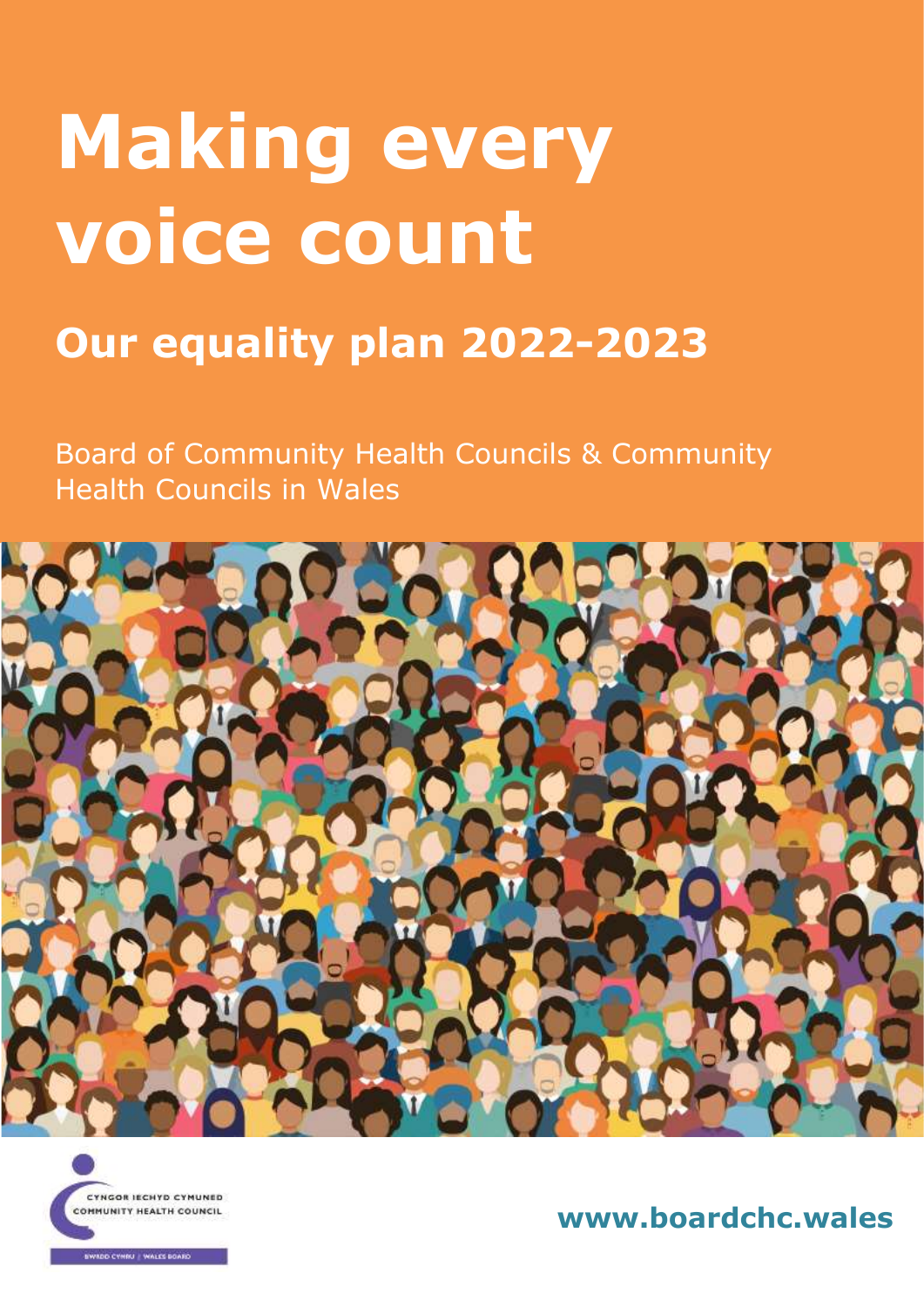# Making every voice count

## Our equality plan 2022-2023

Board of Community Health Councils & Community Health Councils in Wales

CYNGOR IECHYD CYMUNED
COMMUNITY HEALTH COUNCIL
BWRDD CYMRU | WALES BOARD

www.boardchc.wales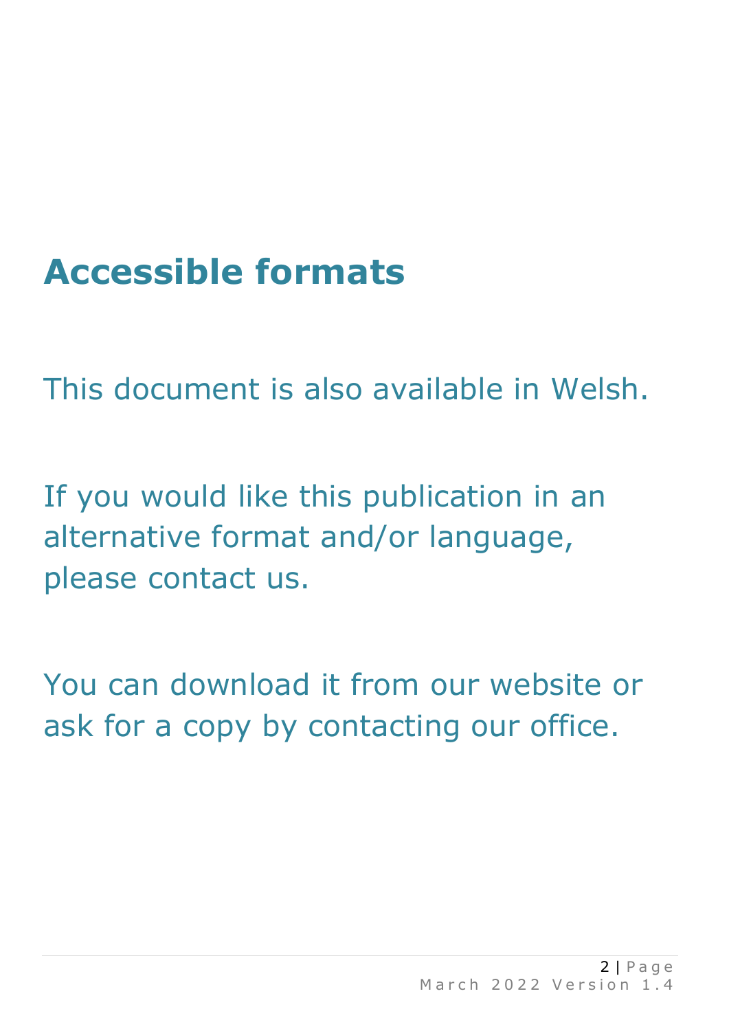# Accessible formats

This document is also available in Welsh.

If you would like this publication in an alternative format and/or language, please contact us.

You can download it from our website or ask for a copy by contacting our office.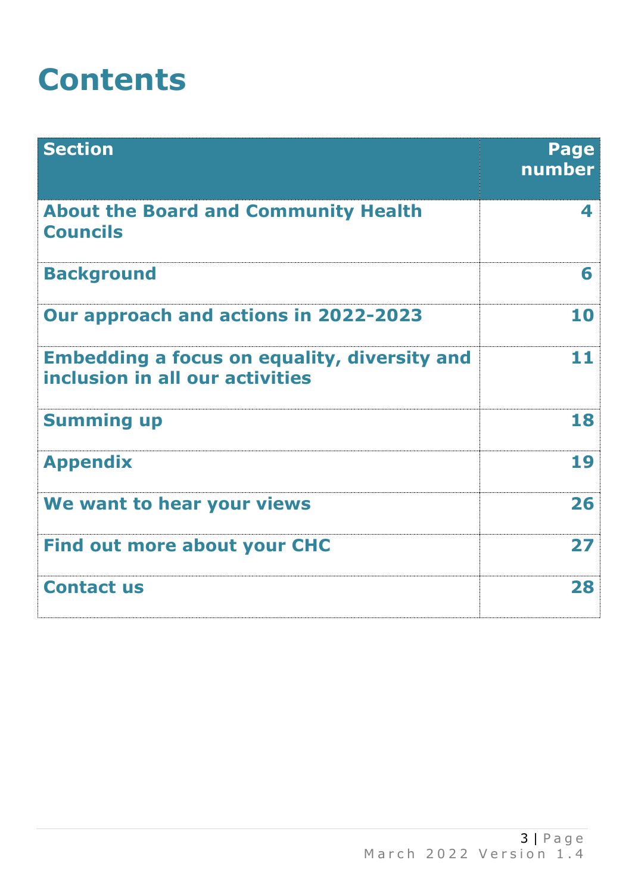# Contents

| Section | Page number |
|---|---|
| About the Board and Community Health Councils | 4 |
| Background | 6 |
| Our approach and actions in 2022-2023 | 10 |
| Embedding a focus on equality, diversity and inclusion in all our activities | 11 |
| Summing up | 18 |
| Appendix | 19 |
| We want to hear your views | 26 |
| Find out more about your CHC | 27 |
| Contact us | 28 |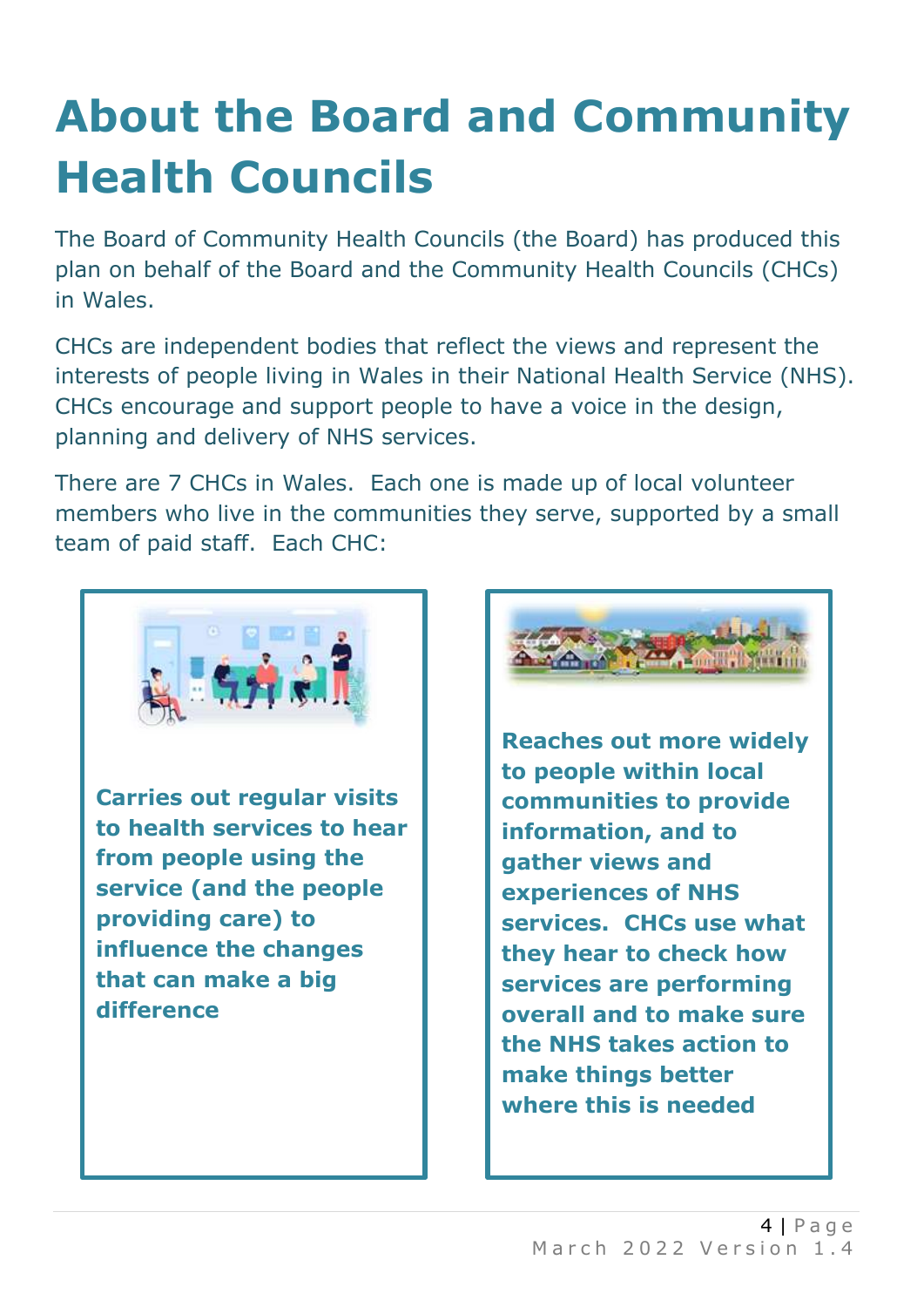# About the Board and Community Health Councils

The Board of Community Health Councils (the Board) has produced this plan on behalf of the Board and the Community Health Councils (CHCs) in Wales.

CHCs are independent bodies that reflect the views and represent the interests of people living in Wales in their National Health Service (NHS). CHCs encourage and support people to have a voice in the design, planning and delivery of NHS services.

There are 7 CHCs in Wales. Each one is made up of local volunteer members who live in the communities they serve, supported by a small team of paid staff. Each CHC:

**Carries out regular visits to health services to hear from people using the service (and the people providing care) to influence the changes that can make a big difference**

**Reaches out more widely to people within local communities to provide information, and to gather views and experiences of NHS services. CHCs use what they hear to check how services are performing overall and to make sure the NHS takes action to make things better where this is needed**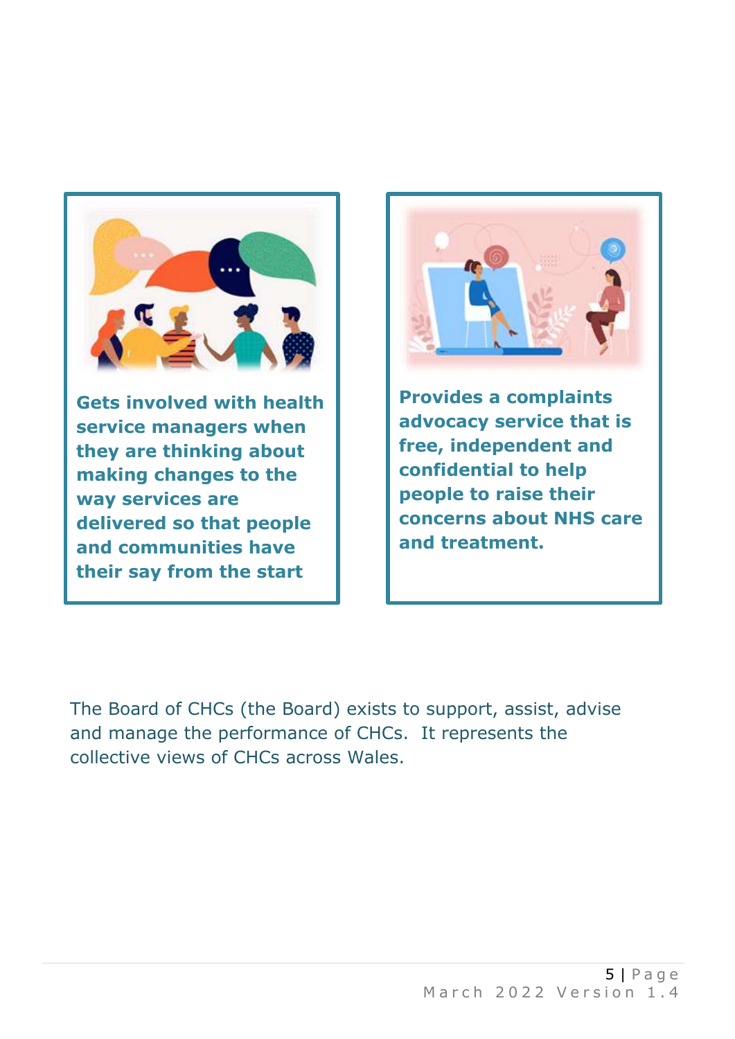**Gets involved with health service managers when they are thinking about making changes to the way services are delivered so that people and communities have their say from the start**

**Provides a complaints advocacy service that is free, independent and confidential to help people to raise their concerns about NHS care and treatment.**

The Board of CHCs (the Board) exists to support, assist, advise and manage the performance of CHCs. It represents the collective views of CHCs across Wales.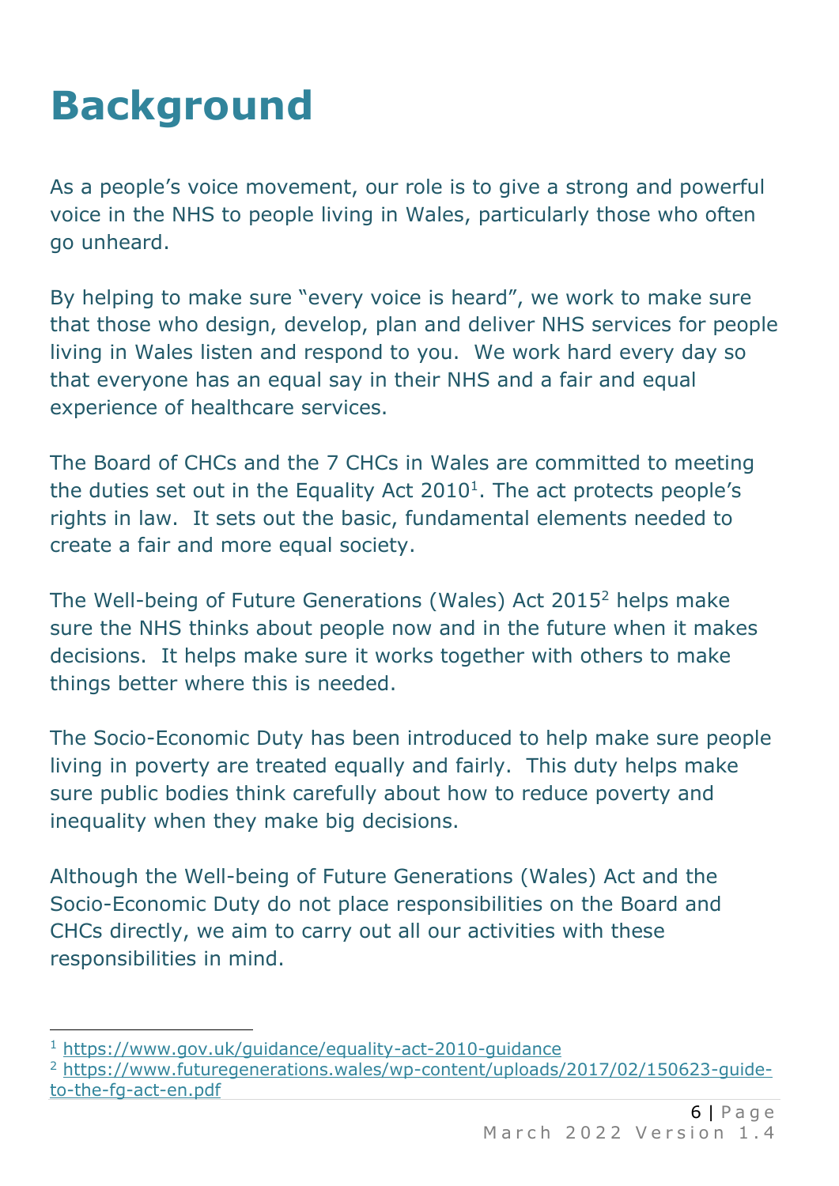# Background

As a people's voice movement, our role is to give a strong and powerful voice in the NHS to people living in Wales, particularly those who often go unheard.

By helping to make sure "every voice is heard", we work to make sure that those who design, develop, plan and deliver NHS services for people living in Wales listen and respond to you. We work hard every day so that everyone has an equal say in their NHS and a fair and equal experience of healthcare services.

The Board of CHCs and the 7 CHCs in Wales are committed to meeting the duties set out in the Equality Act 2010[1]. The act protects people's rights in law. It sets out the basic, fundamental elements needed to create a fair and more equal society.

The Well-being of Future Generations (Wales) Act 2015[2] helps make sure the NHS thinks about people now and in the future when it makes decisions. It helps make sure it works together with others to make things better where this is needed.

The Socio-Economic Duty has been introduced to help make sure people living in poverty are treated equally and fairly. This duty helps make sure public bodies think carefully about how to reduce poverty and inequality when they make big decisions.

Although the Well-being of Future Generations (Wales) Act and the Socio-Economic Duty do not place responsibilities on the Board and CHCs directly, we aim to carry out all our activities with these responsibilities in mind.

---

[1] https://www.gov.uk/guidance/equality-act-2010-guidance

[2] https://www.futuregenerations.wales/wp-content/uploads/2017/02/150623-guide-to-the-fg-act-en.pdf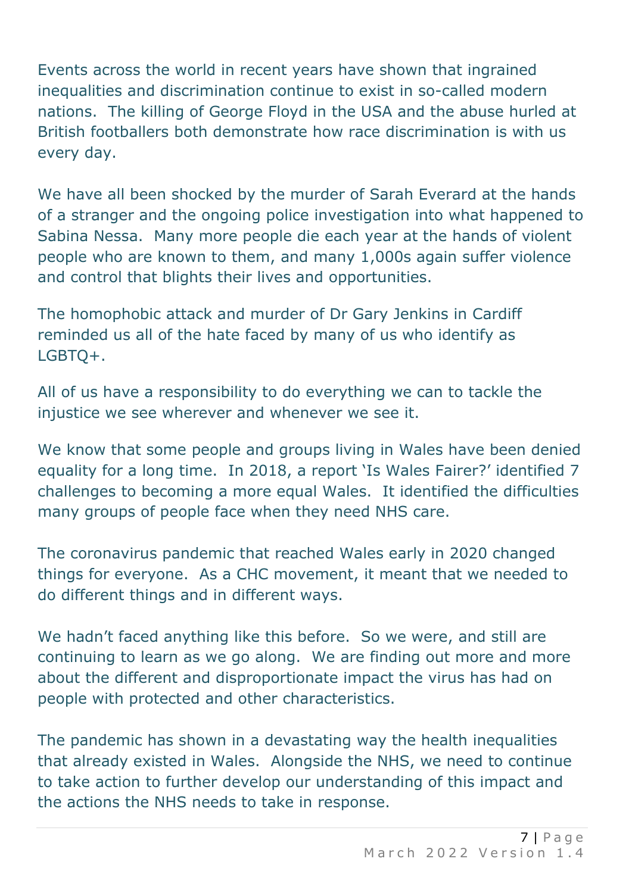Events across the world in recent years have shown that ingrained inequalities and discrimination continue to exist in so-called modern nations. The killing of George Floyd in the USA and the abuse hurled at British footballers both demonstrate how race discrimination is with us every day.

We have all been shocked by the murder of Sarah Everard at the hands of a stranger and the ongoing police investigation into what happened to Sabina Nessa. Many more people die each year at the hands of violent people who are known to them, and many 1,000s again suffer violence and control that blights their lives and opportunities.

The homophobic attack and murder of Dr Gary Jenkins in Cardiff reminded us all of the hate faced by many of us who identify as LGBTQ+.

All of us have a responsibility to do everything we can to tackle the injustice we see wherever and whenever we see it.

We know that some people and groups living in Wales have been denied equality for a long time. In 2018, a report 'Is Wales Fairer?' identified 7 challenges to becoming a more equal Wales. It identified the difficulties many groups of people face when they need NHS care.

The coronavirus pandemic that reached Wales early in 2020 changed things for everyone. As a CHC movement, it meant that we needed to do different things and in different ways.

We hadn't faced anything like this before. So we were, and still are continuing to learn as we go along. We are finding out more and more about the different and disproportionate impact the virus has had on people with protected and other characteristics.

The pandemic has shown in a devastating way the health inequalities that already existed in Wales. Alongside the NHS, we need to continue to take action to further develop our understanding of this impact and the actions the NHS needs to take in response.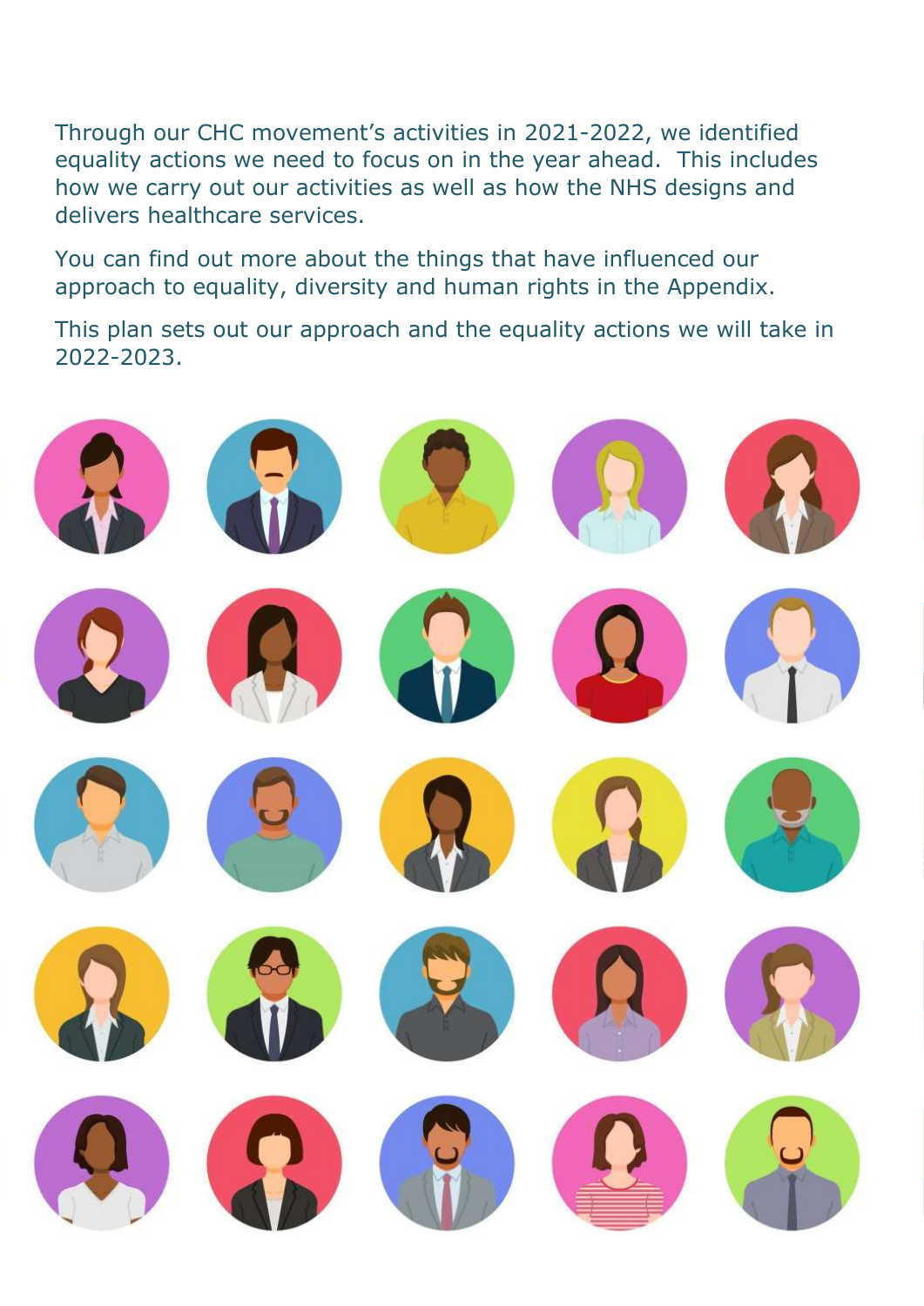Through our CHC movement's activities in 2021-2022, we identified equality actions we need to focus on in the year ahead. This includes how we carry out our activities as well as how the NHS designs and delivers healthcare services.

You can find out more about the things that have influenced our approach to equality, diversity and human rights in the Appendix.

This plan sets out our approach and the equality actions we will take in 2022-2023.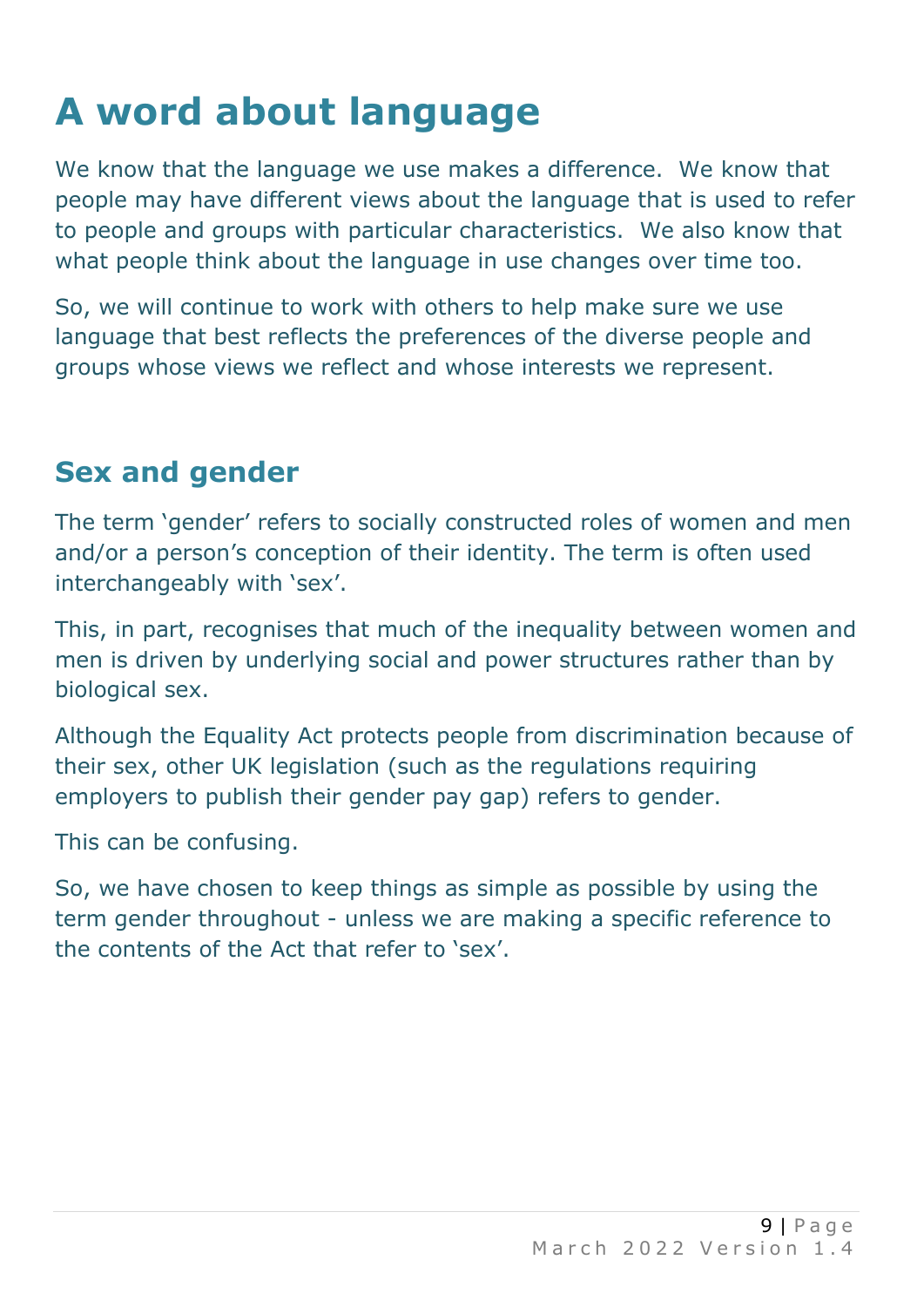# A word about language

We know that the language we use makes a difference. We know that people may have different views about the language that is used to refer to people and groups with particular characteristics. We also know that what people think about the language in use changes over time too.

So, we will continue to work with others to help make sure we use language that best reflects the preferences of the diverse people and groups whose views we reflect and whose interests we represent.

## Sex and gender

The term 'gender' refers to socially constructed roles of women and men and/or a person's conception of their identity. The term is often used interchangeably with 'sex'.

This, in part, recognises that much of the inequality between women and men is driven by underlying social and power structures rather than by biological sex.

Although the Equality Act protects people from discrimination because of their sex, other UK legislation (such as the regulations requiring employers to publish their gender pay gap) refers to gender.

This can be confusing.

So, we have chosen to keep things as simple as possible by using the term gender throughout - unless we are making a specific reference to the contents of the Act that refer to 'sex'.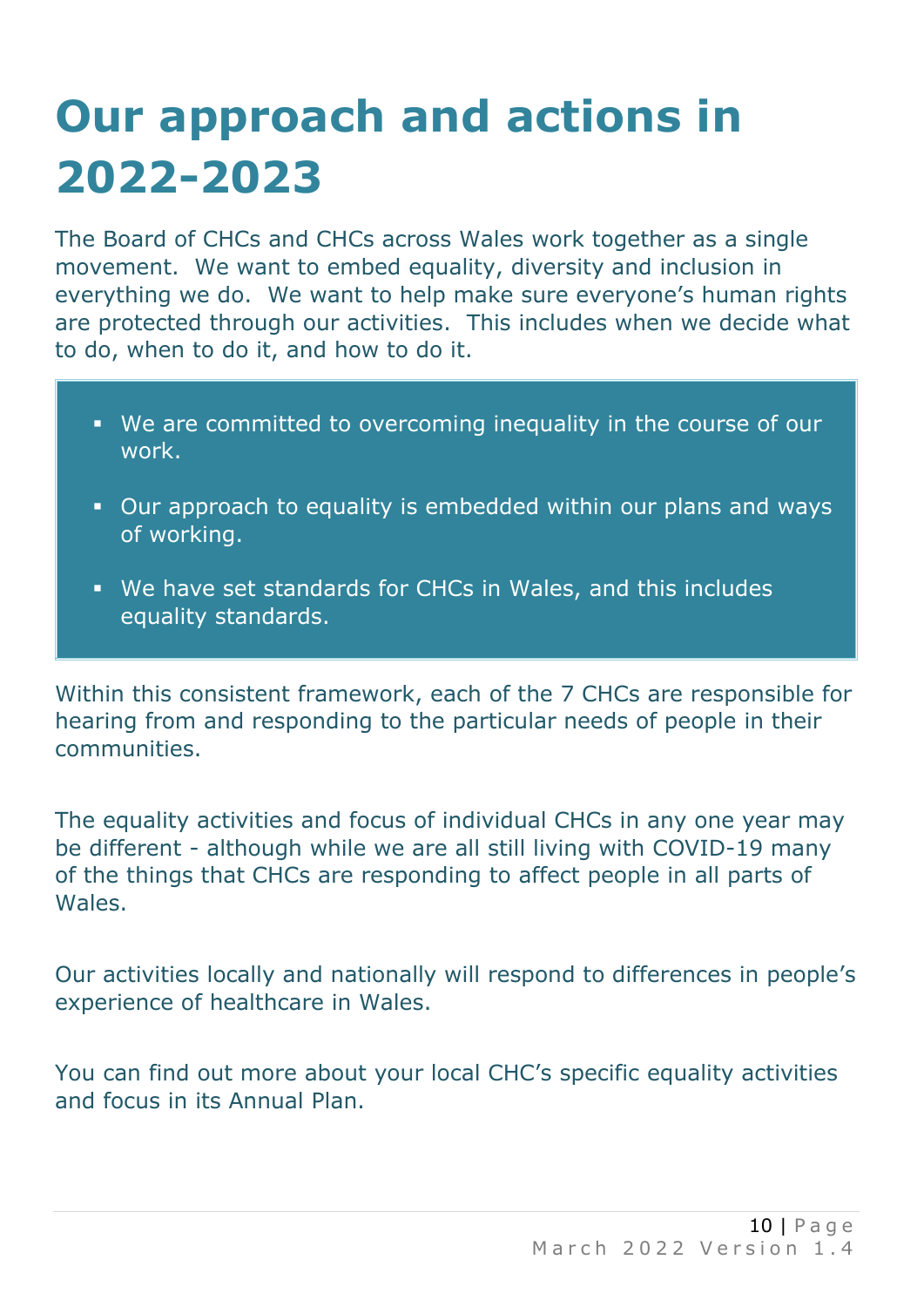# Our approach and actions in 2022-2023

The Board of CHCs and CHCs across Wales work together as a single movement. We want to embed equality, diversity and inclusion in everything we do. We want to help make sure everyone's human rights are protected through our activities. This includes when we decide what to do, when to do it, and how to do it.

- We are committed to overcoming inequality in the course of our work.
- Our approach to equality is embedded within our plans and ways of working.
- We have set standards for CHCs in Wales, and this includes equality standards.

Within this consistent framework, each of the 7 CHCs are responsible for hearing from and responding to the particular needs of people in their communities.

The equality activities and focus of individual CHCs in any one year may be different - although while we are all still living with COVID-19 many of the things that CHCs are responding to affect people in all parts of Wales.

Our activities locally and nationally will respond to differences in people's experience of healthcare in Wales.

You can find out more about your local CHC's specific equality activities and focus in its Annual Plan.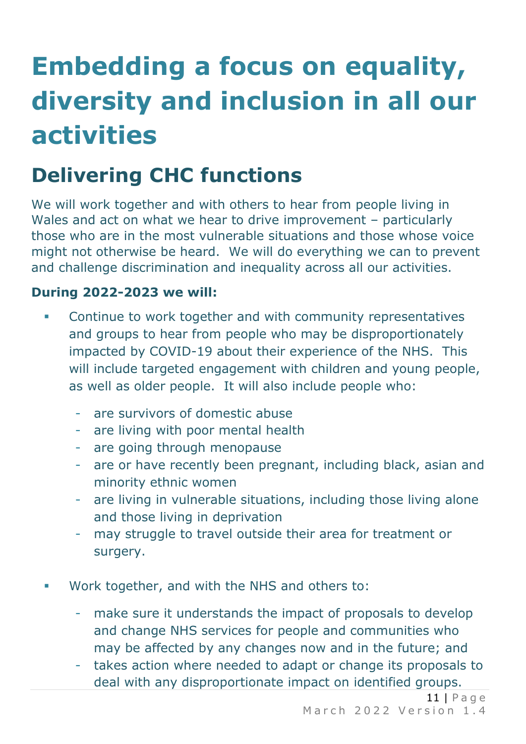# Embedding a focus on equality, diversity and inclusion in all our activities

## Delivering CHC functions

We will work together and with others to hear from people living in Wales and act on what we hear to drive improvement – particularly those who are in the most vulnerable situations and those whose voice might not otherwise be heard. We will do everything we can to prevent and challenge discrimination and inequality across all our activities.

**During 2022-2023 we will:**

- Continue to work together and with community representatives and groups to hear from people who may be disproportionately impacted by COVID-19 about their experience of the NHS. This will include targeted engagement with children and young people, as well as older people. It will also include people who:
  - are survivors of domestic abuse
  - are living with poor mental health
  - are going through menopause
  - are or have recently been pregnant, including black, asian and minority ethnic women
  - are living in vulnerable situations, including those living alone and those living in deprivation
  - may struggle to travel outside their area for treatment or surgery.

- Work together, and with the NHS and others to:
  - make sure it understands the impact of proposals to develop and change NHS services for people and communities who may be affected by any changes now and in the future; and
  - takes action where needed to adapt or change its proposals to deal with any disproportionate impact on identified groups.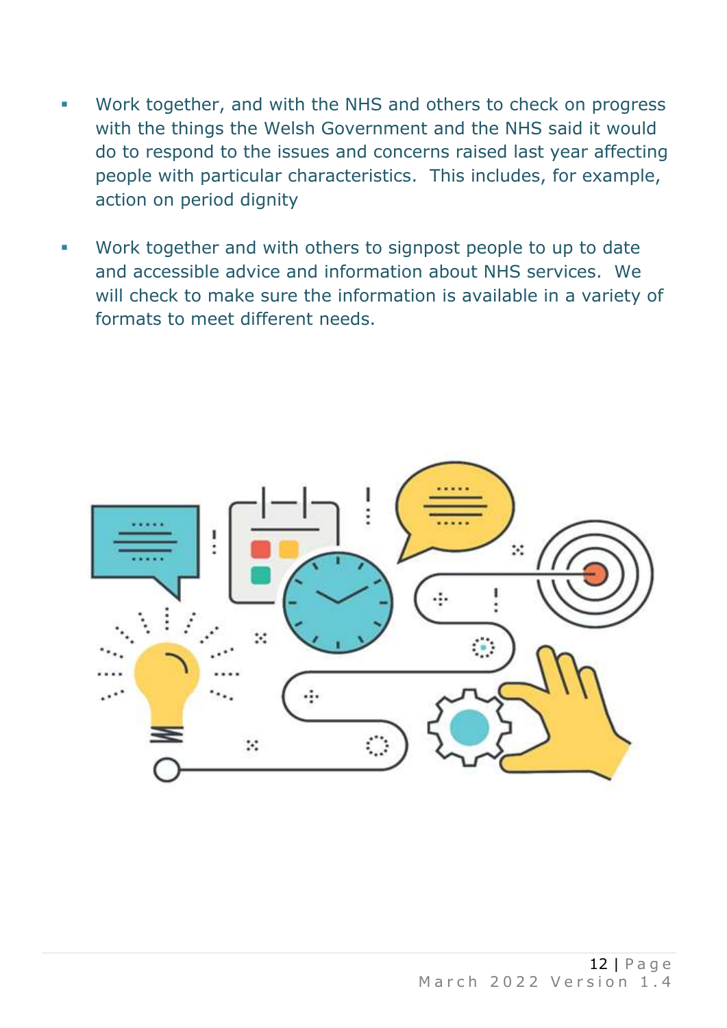- Work together, and with the NHS and others to check on progress with the things the Welsh Government and the NHS said it would do to respond to the issues and concerns raised last year affecting people with particular characteristics.  This includes, for example, action on period dignity

- Work together and with others to signpost people to up to date and accessible advice and information about NHS services.  We will check to make sure the information is available in a variety of formats to meet different needs.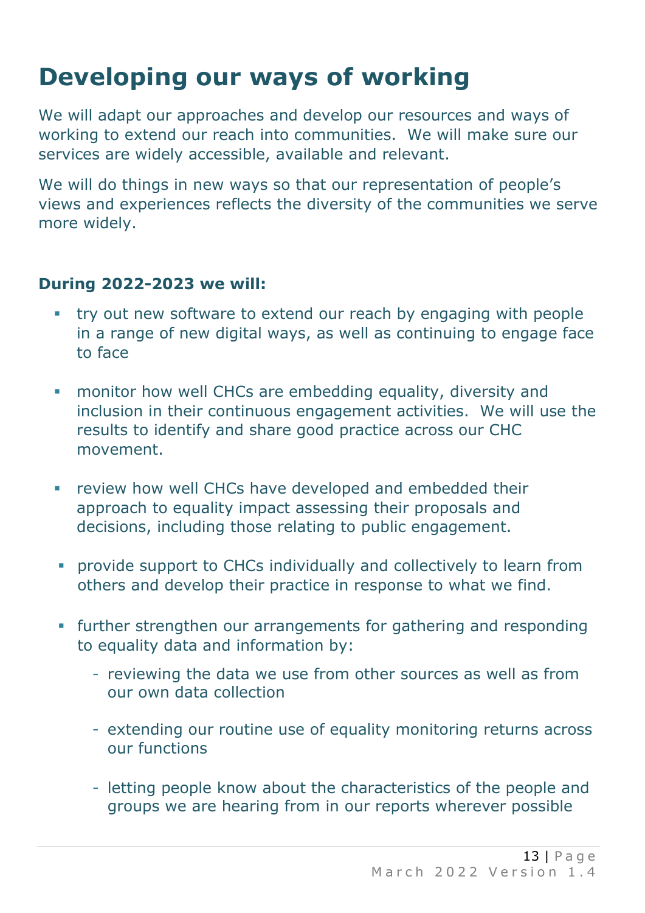# Developing our ways of working

We will adapt our approaches and develop our resources and ways of working to extend our reach into communities. We will make sure our services are widely accessible, available and relevant.

We will do things in new ways so that our representation of people's views and experiences reflects the diversity of the communities we serve more widely.

**During 2022-2023 we will:**

- try out new software to extend our reach by engaging with people in a range of new digital ways, as well as continuing to engage face to face
- monitor how well CHCs are embedding equality, diversity and inclusion in their continuous engagement activities. We will use the results to identify and share good practice across our CHC movement.
- review how well CHCs have developed and embedded their approach to equality impact assessing their proposals and decisions, including those relating to public engagement.
- provide support to CHCs individually and collectively to learn from others and develop their practice in response to what we find.
- further strengthen our arrangements for gathering and responding to equality data and information by:
  - reviewing the data we use from other sources as well as from our own data collection
  - extending our routine use of equality monitoring returns across our functions
  - letting people know about the characteristics of the people and groups we are hearing from in our reports wherever possible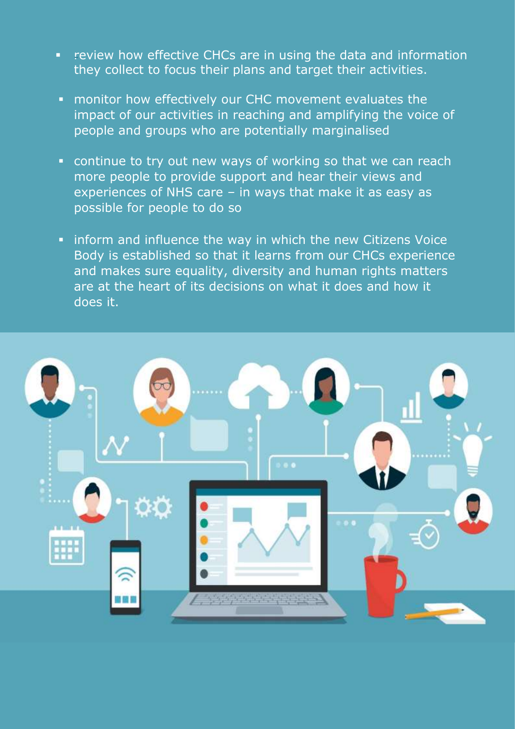- review how effective CHCs are in using the data and information they collect to focus their plans and target their activities.
- monitor how effectively our CHC movement evaluates the impact of our activities in reaching and amplifying the voice of people and groups who are potentially marginalised
- continue to try out new ways of working so that we can reach more people to provide support and hear their views and experiences of NHS care – in ways that make it as easy as possible for people to do so
- inform and influence the way in which the new Citizens Voice Body is established so that it learns from our CHCs experience and makes sure equality, diversity and human rights matters are at the heart of its decisions on what it does and how it does it.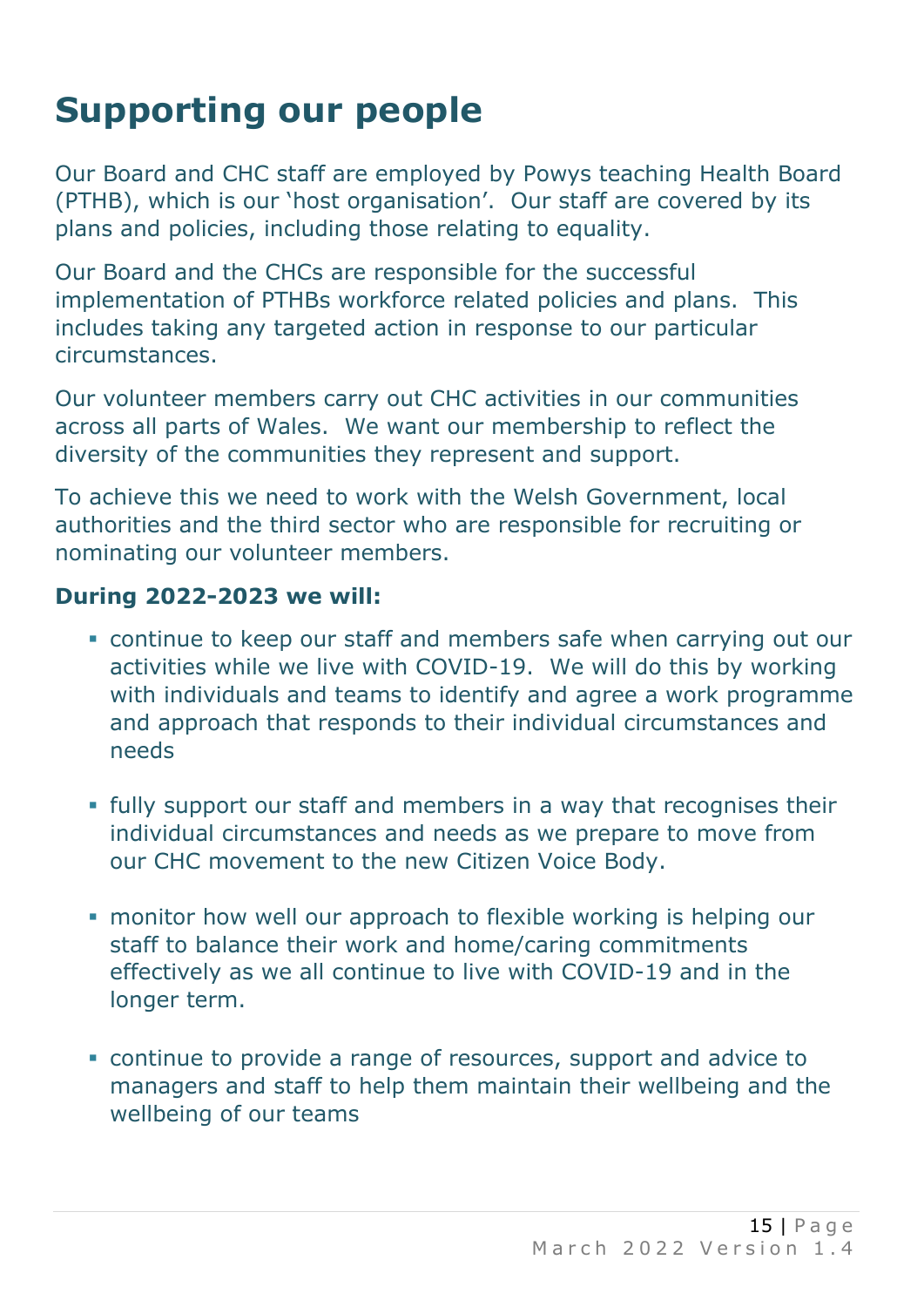# Supporting our people

Our Board and CHC staff are employed by Powys teaching Health Board (PTHB), which is our 'host organisation'. Our staff are covered by its plans and policies, including those relating to equality.

Our Board and the CHCs are responsible for the successful implementation of PTHBs workforce related policies and plans. This includes taking any targeted action in response to our particular circumstances.

Our volunteer members carry out CHC activities in our communities across all parts of Wales. We want our membership to reflect the diversity of the communities they represent and support.

To achieve this we need to work with the Welsh Government, local authorities and the third sector who are responsible for recruiting or nominating our volunteer members.

**During 2022-2023 we will:**

- continue to keep our staff and members safe when carrying out our activities while we live with COVID-19. We will do this by working with individuals and teams to identify and agree a work programme and approach that responds to their individual circumstances and needs
- fully support our staff and members in a way that recognises their individual circumstances and needs as we prepare to move from our CHC movement to the new Citizen Voice Body.
- monitor how well our approach to flexible working is helping our staff to balance their work and home/caring commitments effectively as we all continue to live with COVID-19 and in the longer term.
- continue to provide a range of resources, support and advice to managers and staff to help them maintain their wellbeing and the wellbeing of our teams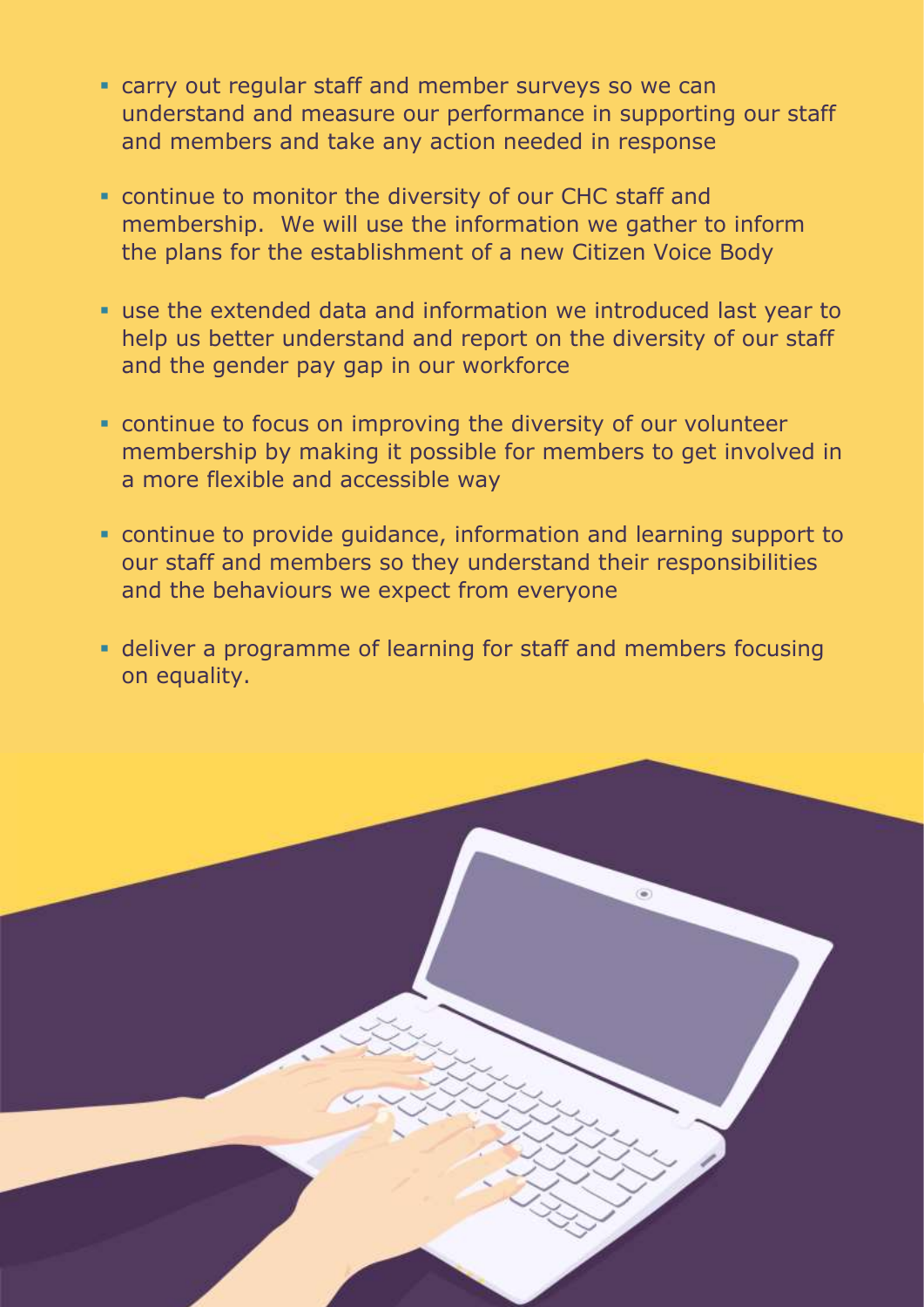- carry out regular staff and member surveys so we can understand and measure our performance in supporting our staff and members and take any action needed in response
- continue to monitor the diversity of our CHC staff and membership. We will use the information we gather to inform the plans for the establishment of a new Citizen Voice Body
- use the extended data and information we introduced last year to help us better understand and report on the diversity of our staff and the gender pay gap in our workforce
- continue to focus on improving the diversity of our volunteer membership by making it possible for members to get involved in a more flexible and accessible way
- continue to provide guidance, information and learning support to our staff and members so they understand their responsibilities and the behaviours we expect from everyone
- deliver a programme of learning for staff and members focusing on equality.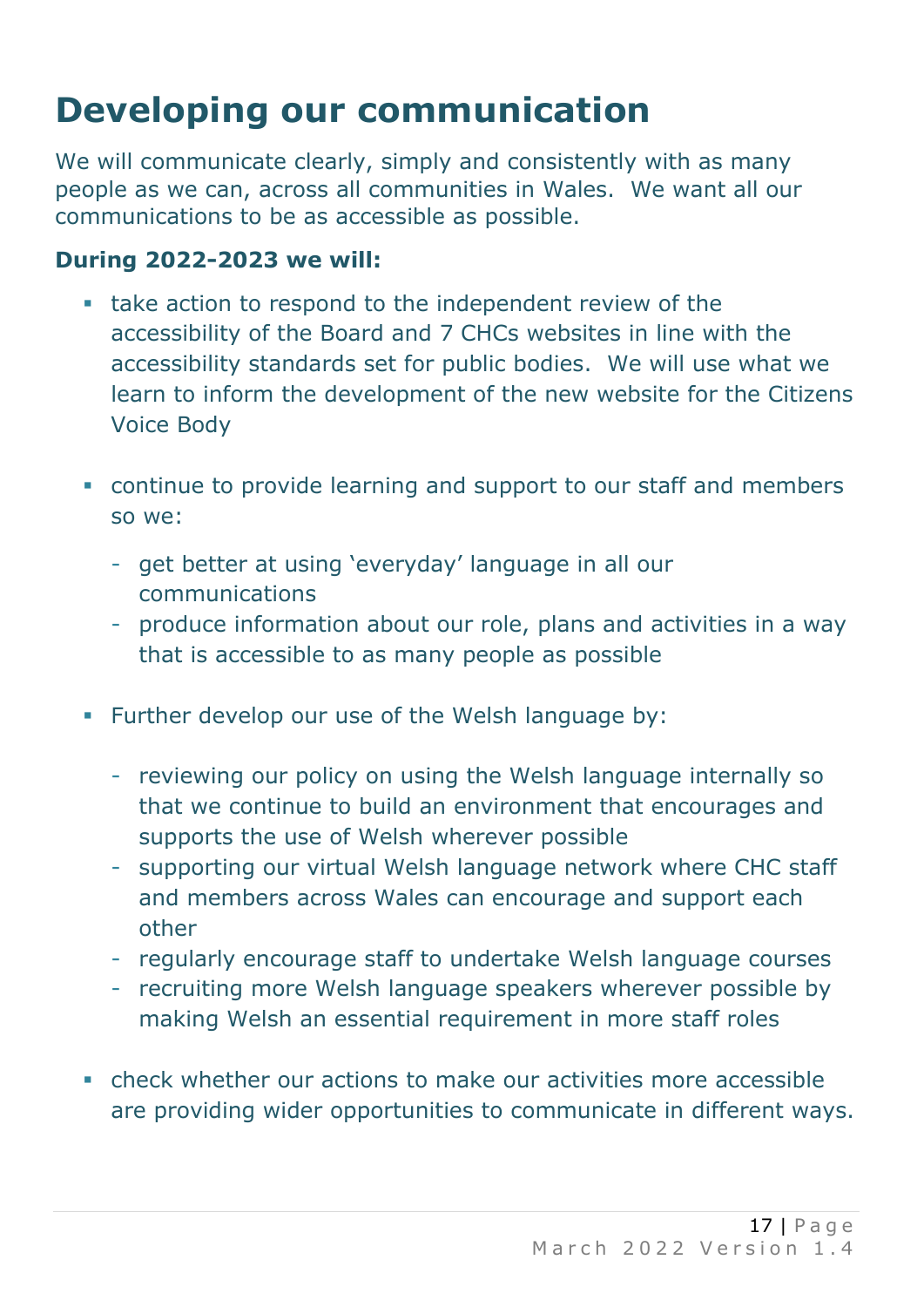# Developing our communication

We will communicate clearly, simply and consistently with as many people as we can, across all communities in Wales. We want all our communications to be as accessible as possible.

**During 2022-2023 we will:**

- take action to respond to the independent review of the accessibility of the Board and 7 CHCs websites in line with the accessibility standards set for public bodies. We will use what we learn to inform the development of the new website for the Citizens Voice Body

- continue to provide learning and support to our staff and members so we:
  - get better at using 'everyday' language in all our communications
  - produce information about our role, plans and activities in a way that is accessible to as many people as possible

- Further develop our use of the Welsh language by:
  - reviewing our policy on using the Welsh language internally so that we continue to build an environment that encourages and supports the use of Welsh wherever possible
  - supporting our virtual Welsh language network where CHC staff and members across Wales can encourage and support each other
  - regularly encourage staff to undertake Welsh language courses
  - recruiting more Welsh language speakers wherever possible by making Welsh an essential requirement in more staff roles

- check whether our actions to make our activities more accessible are providing wider opportunities to communicate in different ways.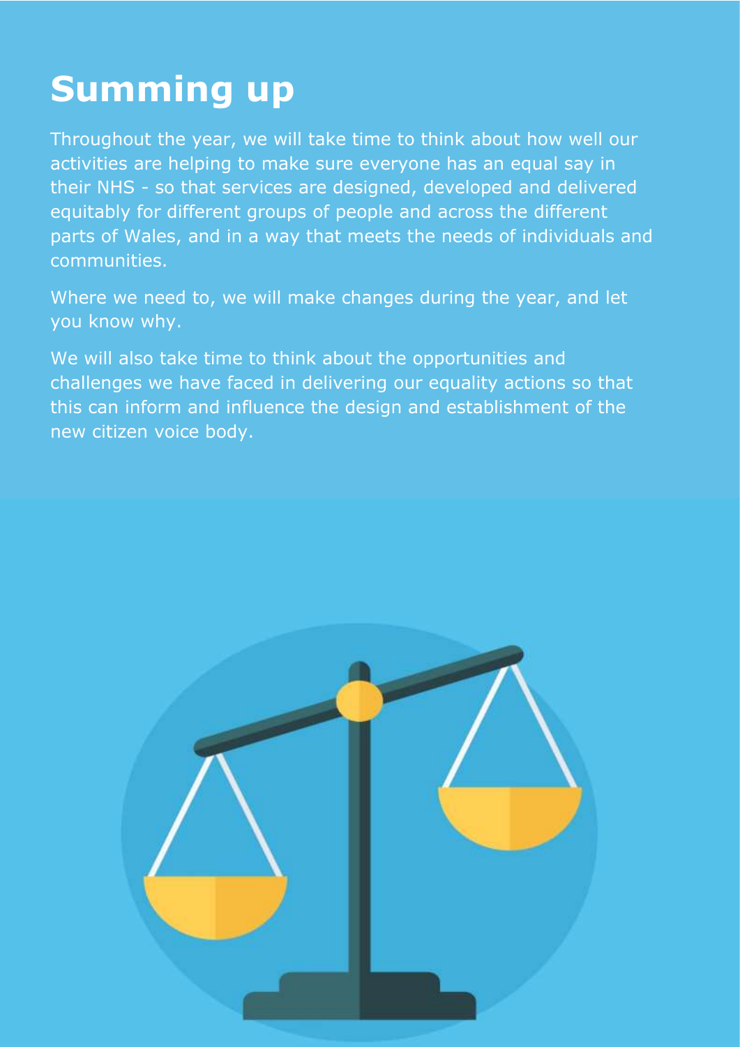# Summing up

Throughout the year, we will take time to think about how well our activities are helping to make sure everyone has an equal say in their NHS - so that services are designed, developed and delivered equitably for different groups of people and across the different parts of Wales, and in a way that meets the needs of individuals and communities.

Where we need to, we will make changes during the year, and let you know why.

We will also take time to think about the opportunities and challenges we have faced in delivering our equality actions so that this can inform and influence the design and establishment of the new citizen voice body.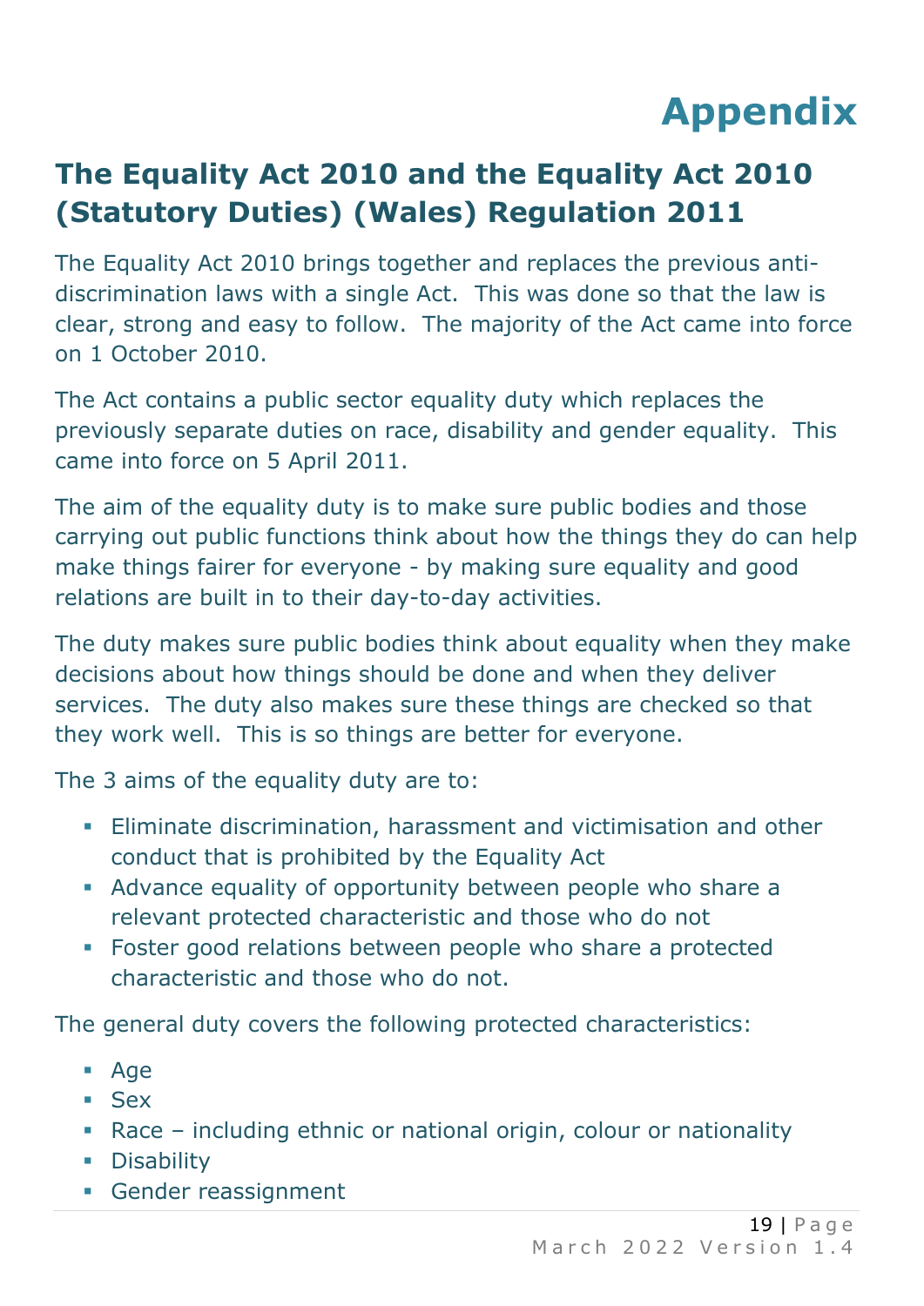# Appendix

## The Equality Act 2010 and the Equality Act 2010 (Statutory Duties) (Wales) Regulation 2011

The Equality Act 2010 brings together and replaces the previous anti-discrimination laws with a single Act. This was done so that the law is clear, strong and easy to follow. The majority of the Act came into force on 1 October 2010.

The Act contains a public sector equality duty which replaces the previously separate duties on race, disability and gender equality. This came into force on 5 April 2011.

The aim of the equality duty is to make sure public bodies and those carrying out public functions think about how the things they do can help make things fairer for everyone - by making sure equality and good relations are built in to their day-to-day activities.

The duty makes sure public bodies think about equality when they make decisions about how things should be done and when they deliver services. The duty also makes sure these things are checked so that they work well. This is so things are better for everyone.

The 3 aims of the equality duty are to:

- Eliminate discrimination, harassment and victimisation and other conduct that is prohibited by the Equality Act
- Advance equality of opportunity between people who share a relevant protected characteristic and those who do not
- Foster good relations between people who share a protected characteristic and those who do not.

The general duty covers the following protected characteristics:

- Age
- Sex
- Race – including ethnic or national origin, colour or nationality
- Disability
- Gender reassignment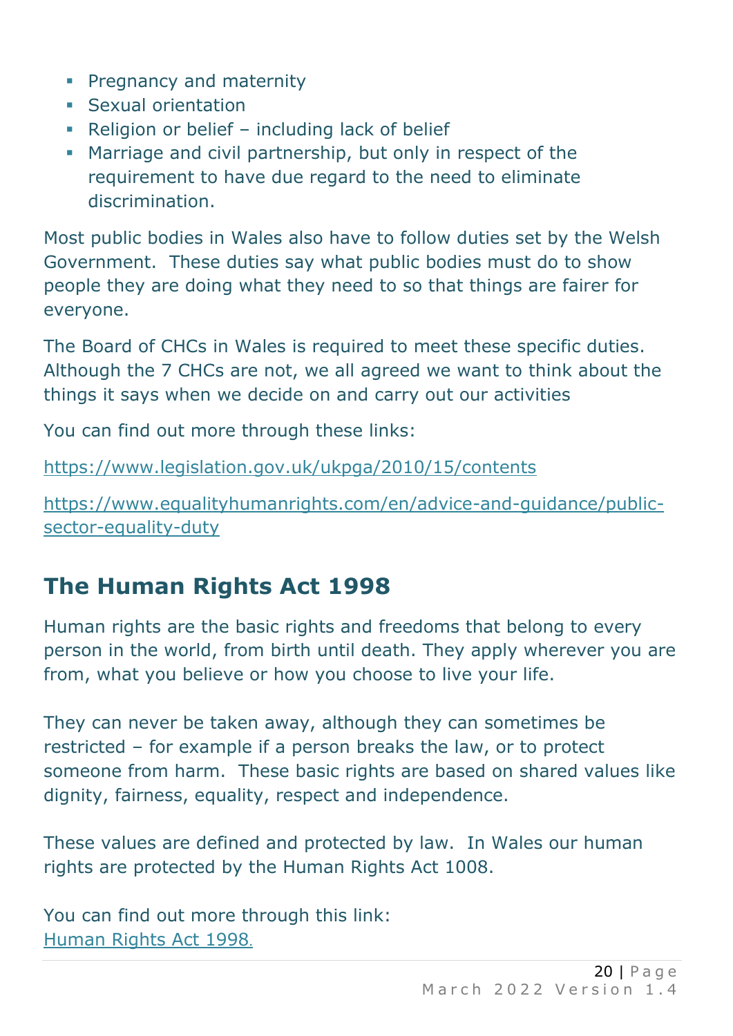- Pregnancy and maternity
- Sexual orientation
- Religion or belief – including lack of belief
- Marriage and civil partnership, but only in respect of the requirement to have due regard to the need to eliminate discrimination.

Most public bodies in Wales also have to follow duties set by the Welsh Government. These duties say what public bodies must do to show people they are doing what they need to so that things are fairer for everyone.

The Board of CHCs in Wales is required to meet these specific duties. Although the 7 CHCs are not, we all agreed we want to think about the things it says when we decide on and carry out our activities

You can find out more through these links:

https://www.legislation.gov.uk/ukpga/2010/15/contents

https://www.equalityhumanrights.com/en/advice-and-guidance/public-sector-equality-duty

## The Human Rights Act 1998

Human rights are the basic rights and freedoms that belong to every person in the world, from birth until death. They apply wherever you are from, what you believe or how you choose to live your life.

They can never be taken away, although they can sometimes be restricted – for example if a person breaks the law, or to protect someone from harm. These basic rights are based on shared values like dignity, fairness, equality, respect and independence.

These values are defined and protected by law. In Wales our human rights are protected by the Human Rights Act 1008.

You can find out more through this link:
Human Rights Act 1998.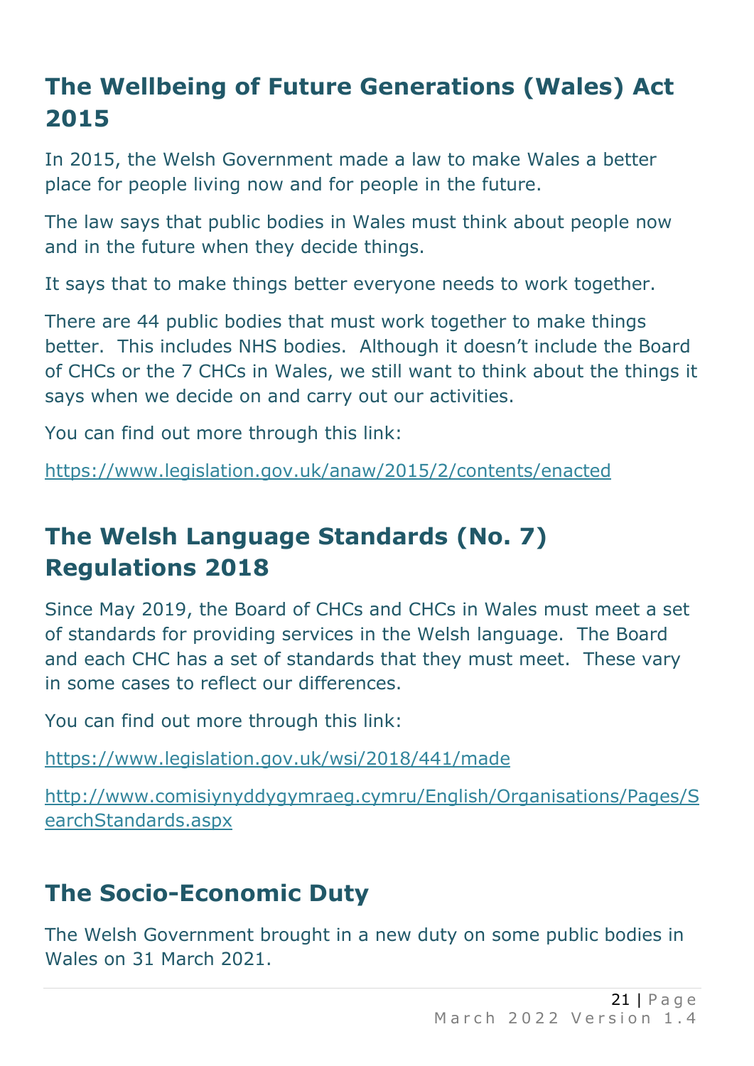## The Wellbeing of Future Generations (Wales) Act 2015

In 2015, the Welsh Government made a law to make Wales a better place for people living now and for people in the future.

The law says that public bodies in Wales must think about people now and in the future when they decide things.

It says that to make things better everyone needs to work together.

There are 44 public bodies that must work together to make things better. This includes NHS bodies. Although it doesn't include the Board of CHCs or the 7 CHCs in Wales, we still want to think about the things it says when we decide on and carry out our activities.

You can find out more through this link:

https://www.legislation.gov.uk/anaw/2015/2/contents/enacted

## The Welsh Language Standards (No. 7) Regulations 2018

Since May 2019, the Board of CHCs and CHCs in Wales must meet a set of standards for providing services in the Welsh language. The Board and each CHC has a set of standards that they must meet. These vary in some cases to reflect our differences.

You can find out more through this link:

https://www.legislation.gov.uk/wsi/2018/441/made

http://www.comisiynyddygymraeg.cymru/English/Organisations/Pages/SearchStandards.aspx

## The Socio-Economic Duty

The Welsh Government brought in a new duty on some public bodies in Wales on 31 March 2021.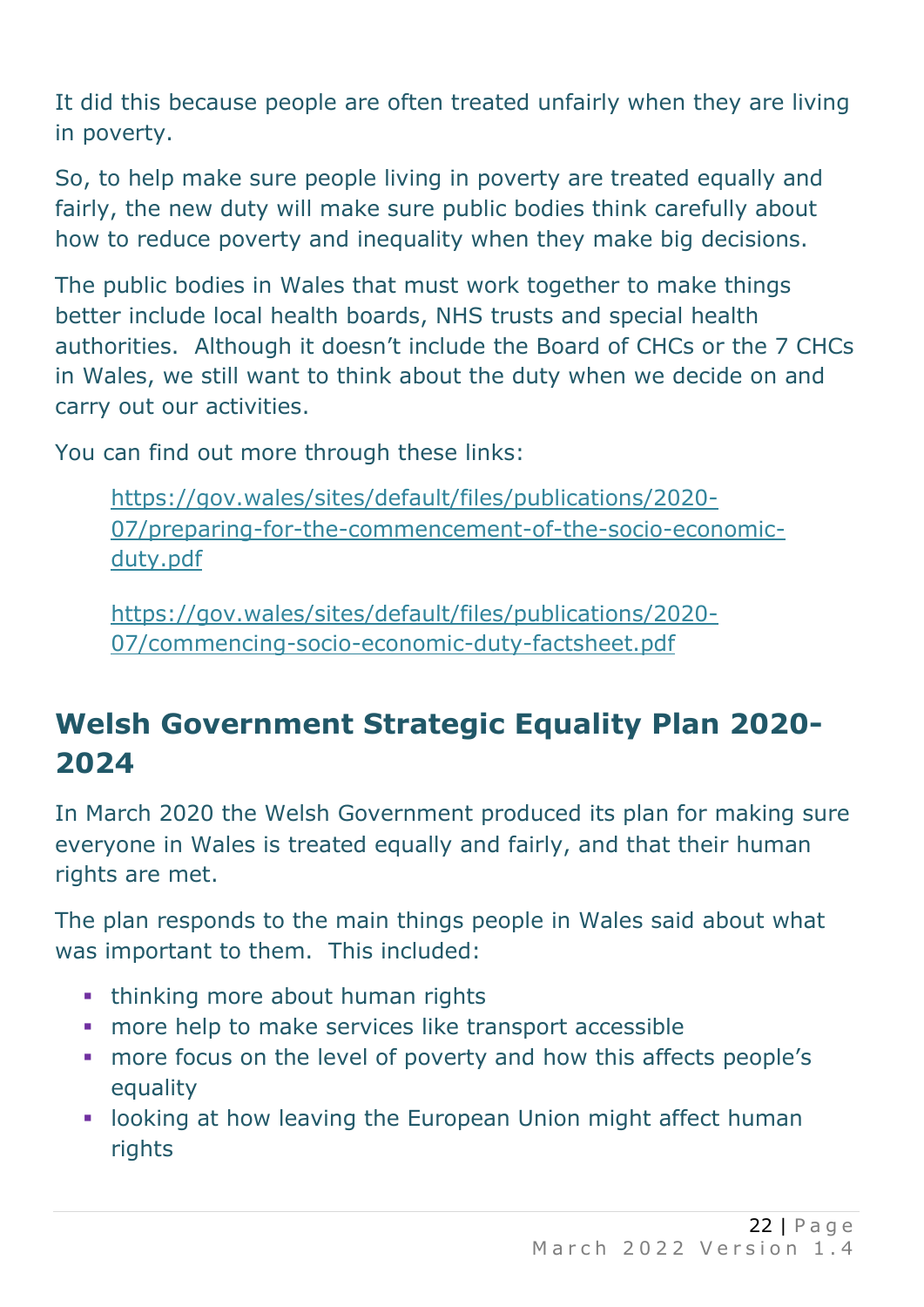It did this because people are often treated unfairly when they are living in poverty.

So, to help make sure people living in poverty are treated equally and fairly, the new duty will make sure public bodies think carefully about how to reduce poverty and inequality when they make big decisions.

The public bodies in Wales that must work together to make things better include local health boards, NHS trusts and special health authorities. Although it doesn't include the Board of CHCs or the 7 CHCs in Wales, we still want to think about the duty when we decide on and carry out our activities.

You can find out more through these links:

> https://gov.wales/sites/default/files/publications/2020-07/preparing-for-the-commencement-of-the-socio-economic-duty.pdf
>
> https://gov.wales/sites/default/files/publications/2020-07/commencing-socio-economic-duty-factsheet.pdf

## Welsh Government Strategic Equality Plan 2020-2024

In March 2020 the Welsh Government produced its plan for making sure everyone in Wales is treated equally and fairly, and that their human rights are met.

The plan responds to the main things people in Wales said about what was important to them. This included:

- thinking more about human rights
- more help to make services like transport accessible
- more focus on the level of poverty and how this affects people's equality
- looking at how leaving the European Union might affect human rights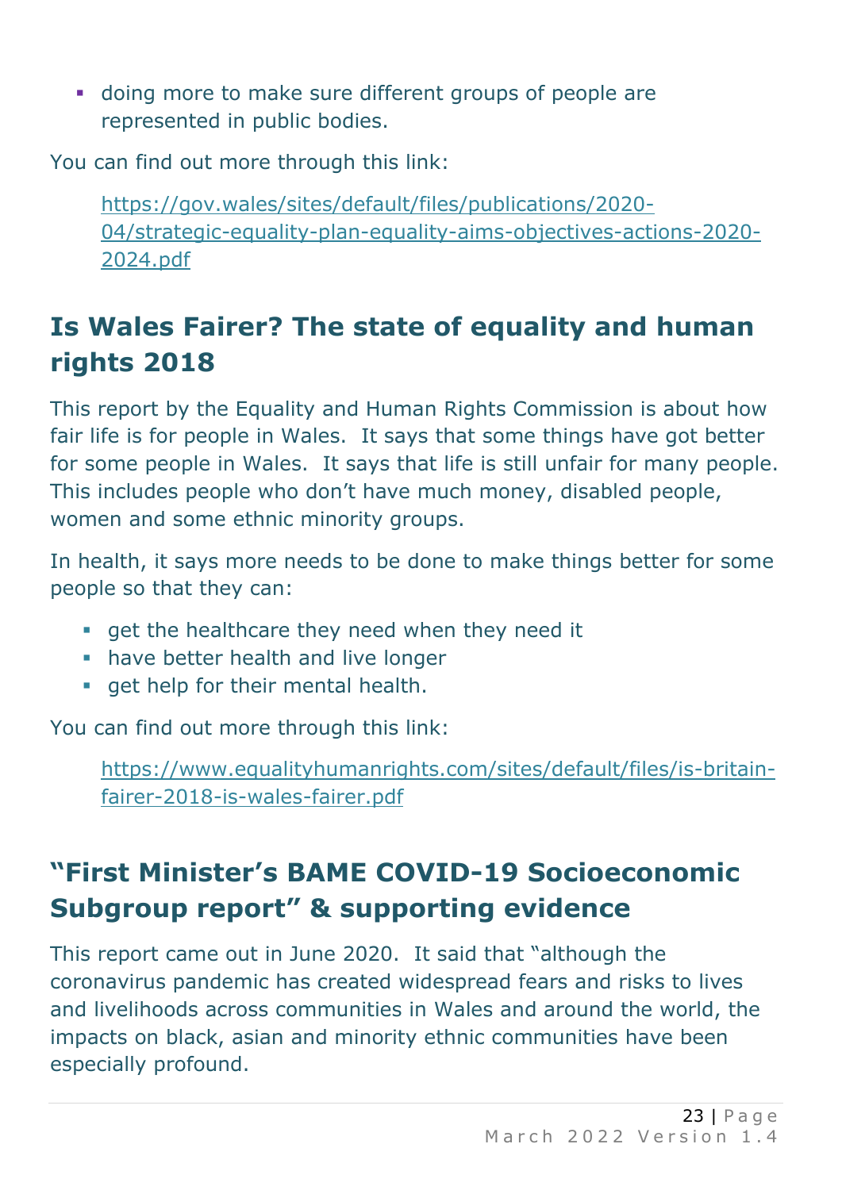- doing more to make sure different groups of people are represented in public bodies.

You can find out more through this link:

https://gov.wales/sites/default/files/publications/2020-04/strategic-equality-plan-equality-aims-objectives-actions-2020-2024.pdf

## Is Wales Fairer? The state of equality and human rights 2018

This report by the Equality and Human Rights Commission is about how fair life is for people in Wales. It says that some things have got better for some people in Wales. It says that life is still unfair for many people. This includes people who don't have much money, disabled people, women and some ethnic minority groups.

In health, it says more needs to be done to make things better for some people so that they can:

- get the healthcare they need when they need it
- have better health and live longer
- get help for their mental health.

You can find out more through this link:

https://www.equalityhumanrights.com/sites/default/files/is-britain-fairer-2018-is-wales-fairer.pdf

## "First Minister's BAME COVID-19 Socioeconomic Subgroup report" & supporting evidence

This report came out in June 2020. It said that "although the coronavirus pandemic has created widespread fears and risks to lives and livelihoods across communities in Wales and around the world, the impacts on black, asian and minority ethnic communities have been especially profound.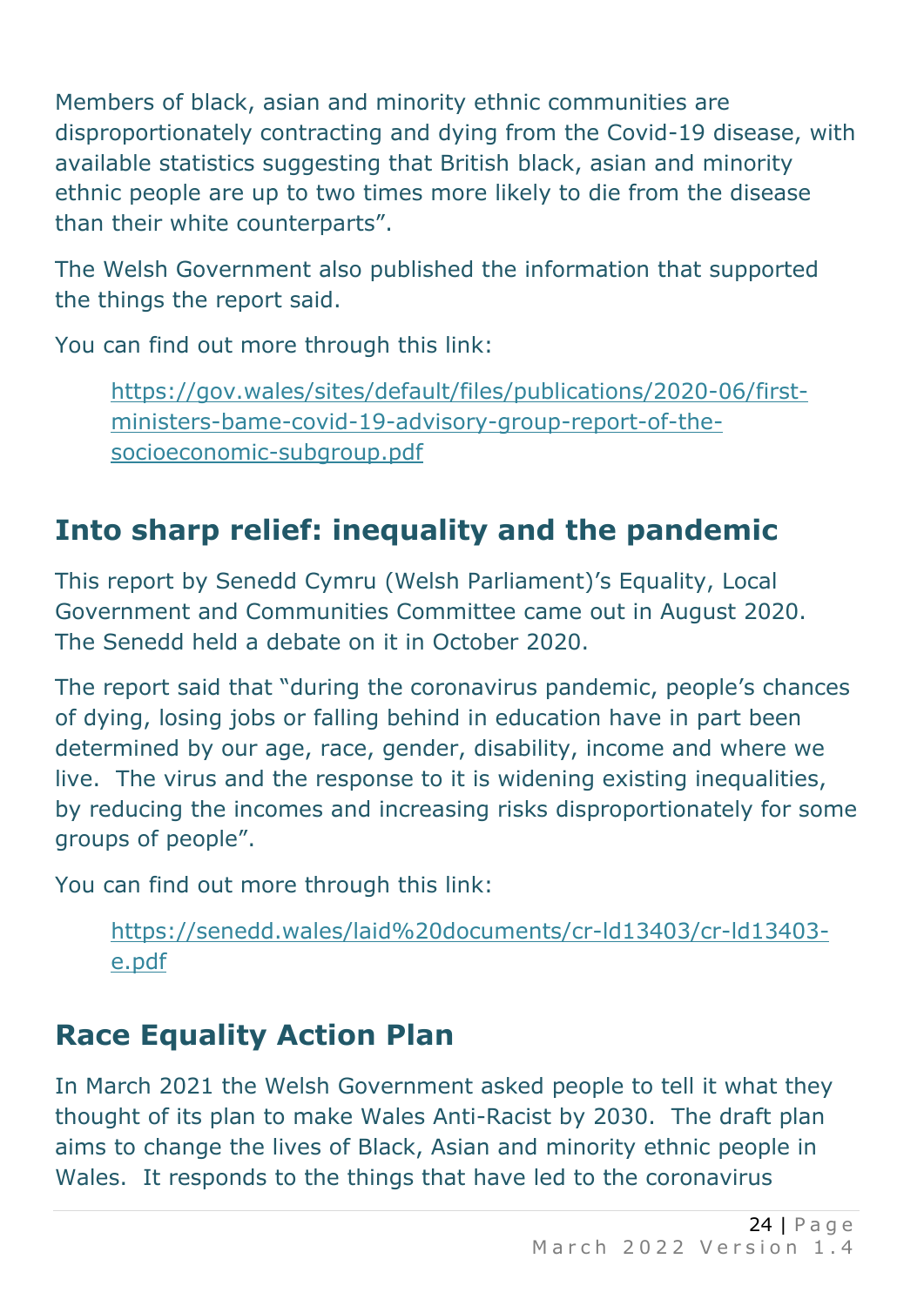Members of black, asian and minority ethnic communities are disproportionately contracting and dying from the Covid-19 disease, with available statistics suggesting that British black, asian and minority ethnic people are up to two times more likely to die from the disease than their white counterparts".

The Welsh Government also published the information that supported the things the report said.

You can find out more through this link:

> https://gov.wales/sites/default/files/publications/2020-06/first-ministers-bame-covid-19-advisory-group-report-of-the-socioeconomic-subgroup.pdf

## Into sharp relief: inequality and the pandemic

This report by Senedd Cymru (Welsh Parliament)'s Equality, Local Government and Communities Committee came out in August 2020. The Senedd held a debate on it in October 2020.

The report said that "during the coronavirus pandemic, people's chances of dying, losing jobs or falling behind in education have in part been determined by our age, race, gender, disability, income and where we live. The virus and the response to it is widening existing inequalities, by reducing the incomes and increasing risks disproportionately for some groups of people".

You can find out more through this link:

> https://senedd.wales/laid%20documents/cr-ld13403/cr-ld13403-e.pdf

## Race Equality Action Plan

In March 2021 the Welsh Government asked people to tell it what they thought of its plan to make Wales Anti-Racist by 2030. The draft plan aims to change the lives of Black, Asian and minority ethnic people in Wales. It responds to the things that have led to the coronavirus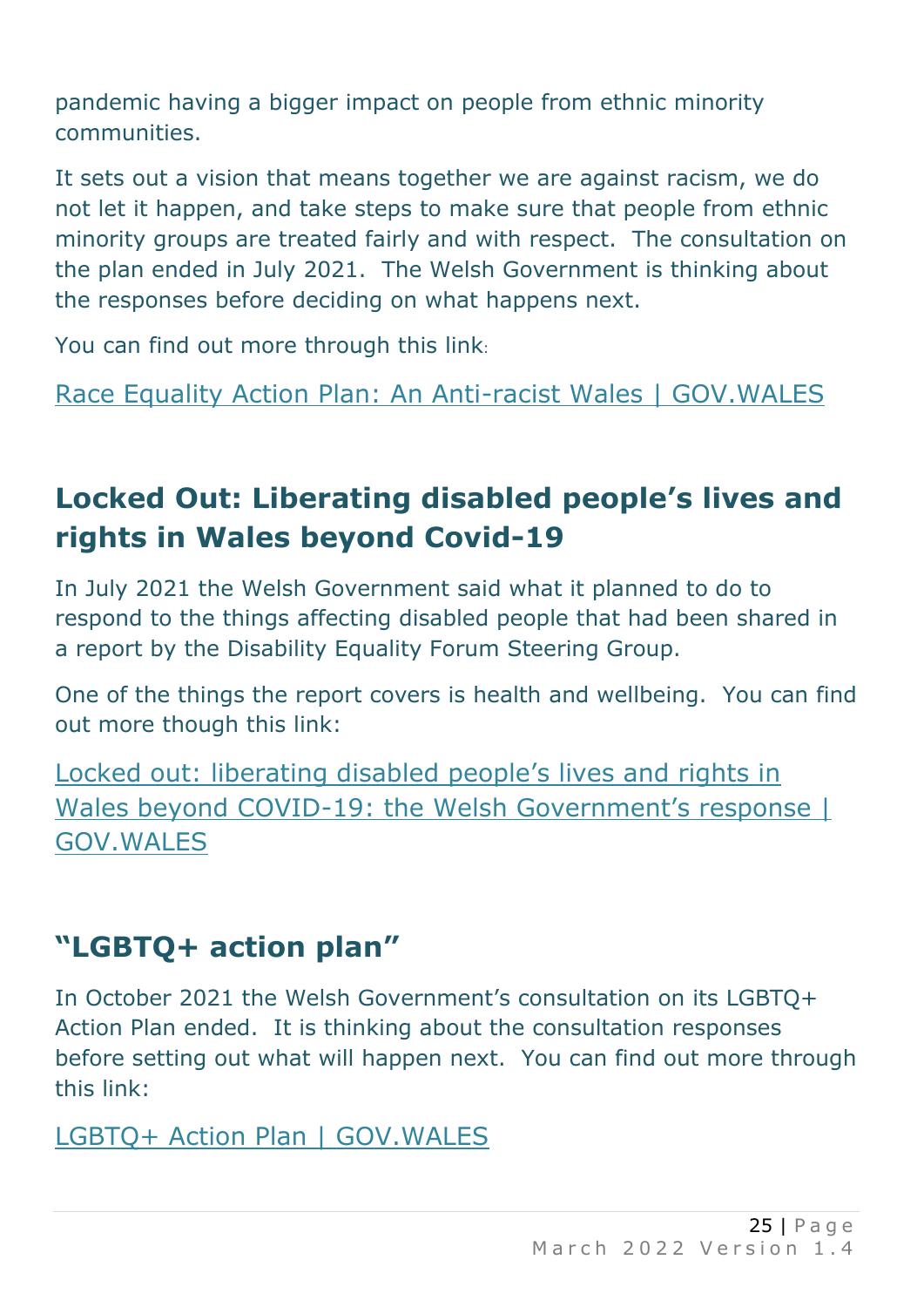pandemic having a bigger impact on people from ethnic minority communities.

It sets out a vision that means together we are against racism, we do not let it happen, and take steps to make sure that people from ethnic minority groups are treated fairly and with respect. The consultation on the plan ended in July 2021. The Welsh Government is thinking about the responses before deciding on what happens next.

You can find out more through this link:

[Race Equality Action Plan: An Anti-racist Wales | GOV.WALES]()

## Locked Out: Liberating disabled people's lives and rights in Wales beyond Covid-19

In July 2021 the Welsh Government said what it planned to do to respond to the things affecting disabled people that had been shared in a report by the Disability Equality Forum Steering Group.

One of the things the report covers is health and wellbeing. You can find out more though this link:

[Locked out: liberating disabled people's lives and rights in Wales beyond COVID-19: the Welsh Government's response | GOV.WALES]()

## "LGBTQ+ action plan"

In October 2021 the Welsh Government's consultation on its LGBTQ+ Action Plan ended. It is thinking about the consultation responses before setting out what will happen next. You can find out more through this link:

[LGBTQ+ Action Plan | GOV.WALES]()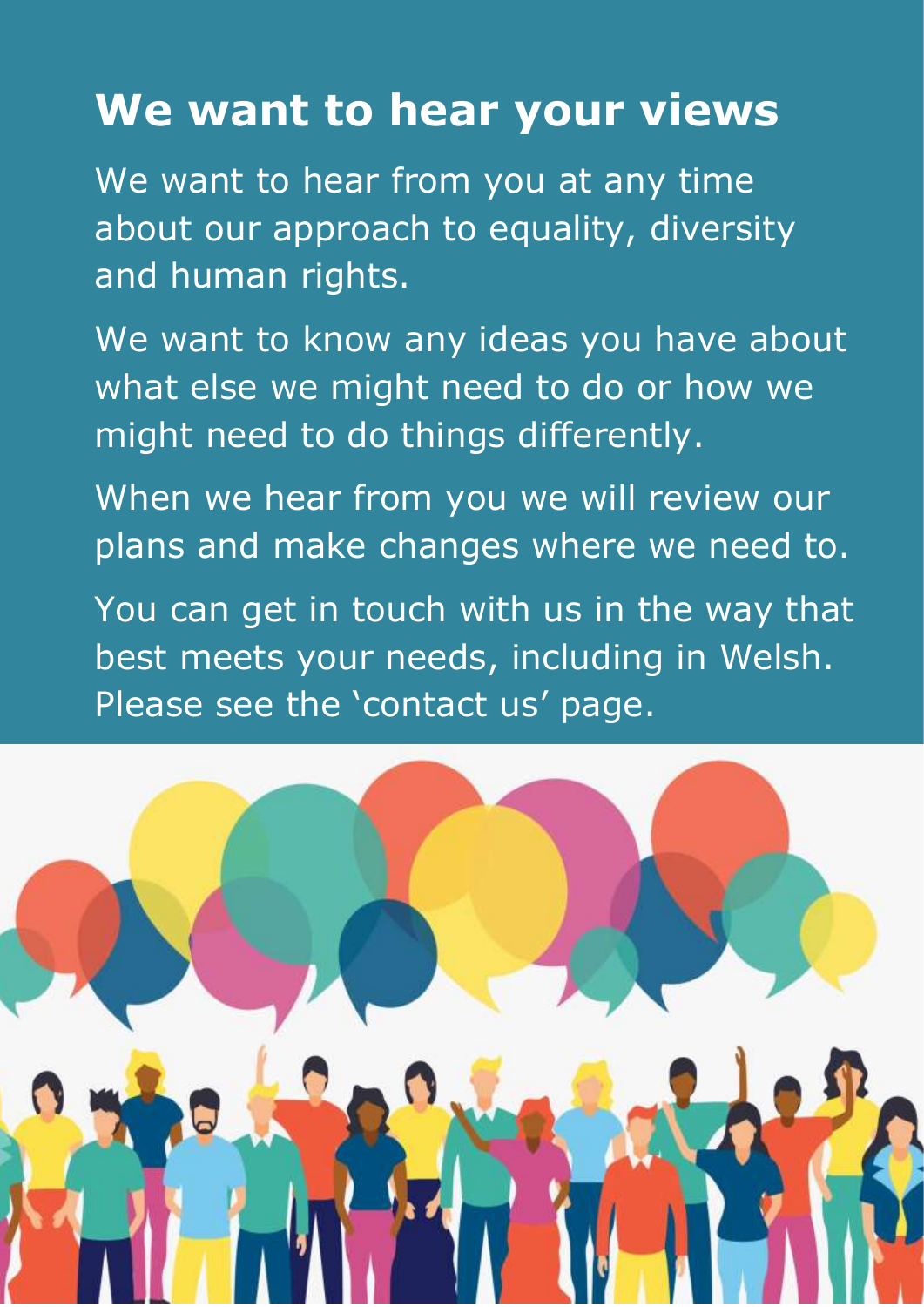## We want to hear your views

We want to hear from you at any time about our approach to equality, diversity and human rights.

We want to know any ideas you have about what else we might need to do or how we might need to do things differently.

When we hear from you we will review our plans and make changes where we need to.

You can get in touch with us in the way that best meets your needs, including in Welsh. Please see the 'contact us' page.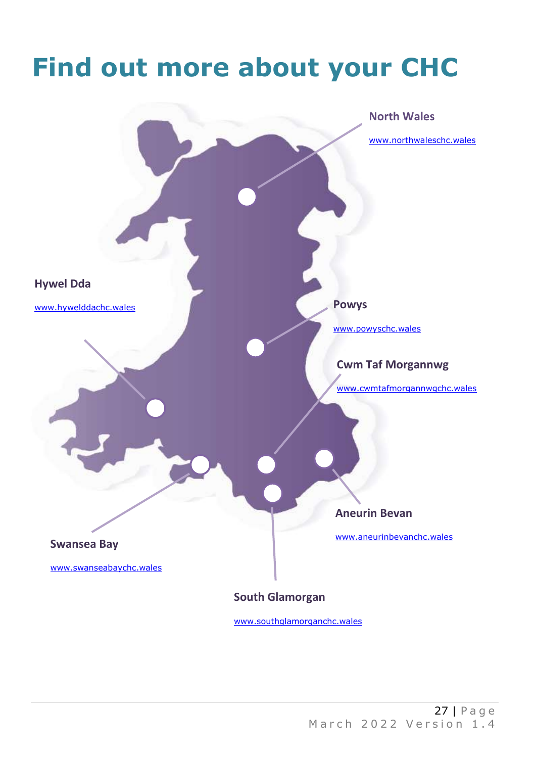# Find out more about your CHC

**North Wales**

www.northwaleschc.wales

**Hywel Dda**

www.hywelddachc.wales

**Powys**

www.powyschc.wales

**Cwm Taf Morgannwg**

www.cwmtafmorgannwgchc.wales

**Aneurin Bevan**

www.aneurinbevanchc.wales

**Swansea Bay**

www.swanseabaychc.wales

**South Glamorgan**

www.southglamorganchc.wales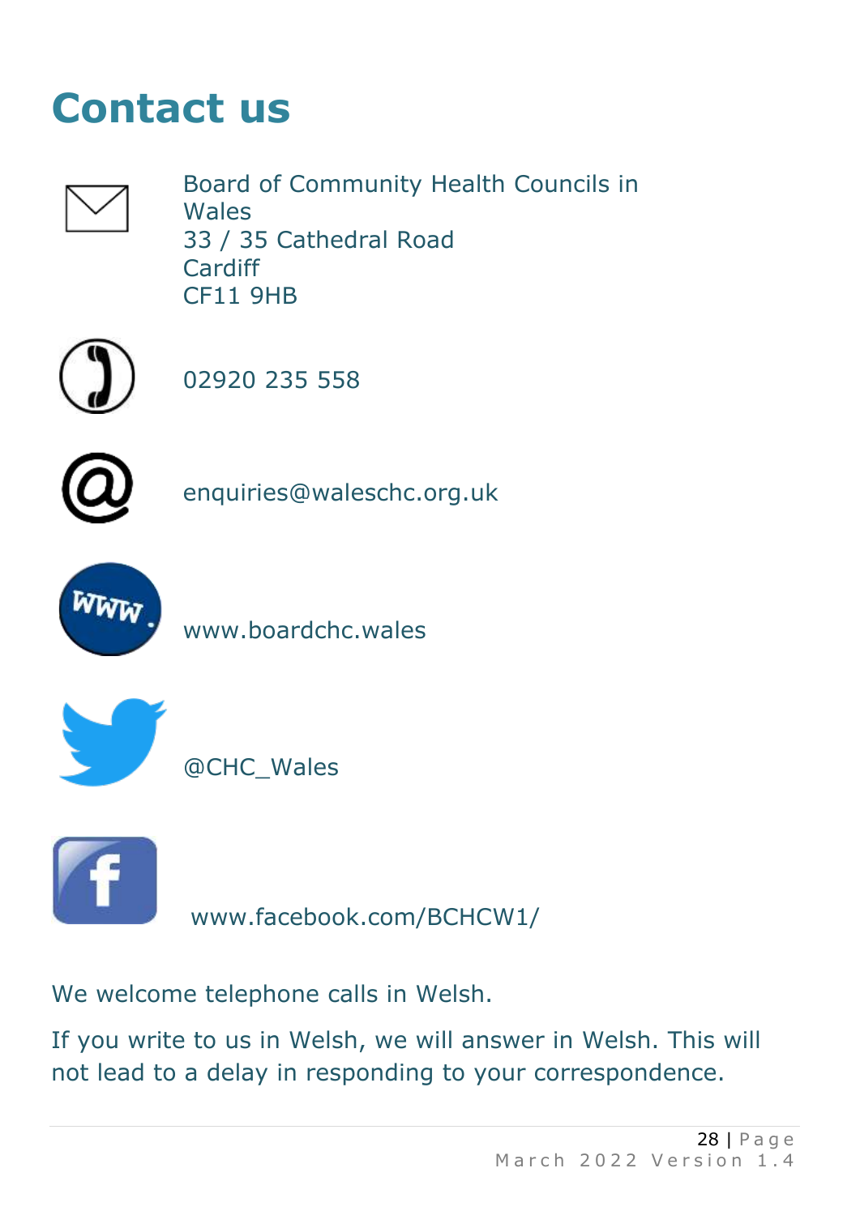# Contact us

Board of Community Health Councils in Wales
33 / 35 Cathedral Road
Cardiff
CF11 9HB

02920 235 558

enquiries@waleschc.org.uk

www.boardchc.wales

@CHC_Wales

www.facebook.com/BCHCW1/

We welcome telephone calls in Welsh.

If you write to us in Welsh, we will answer in Welsh. This will not lead to a delay in responding to your correspondence.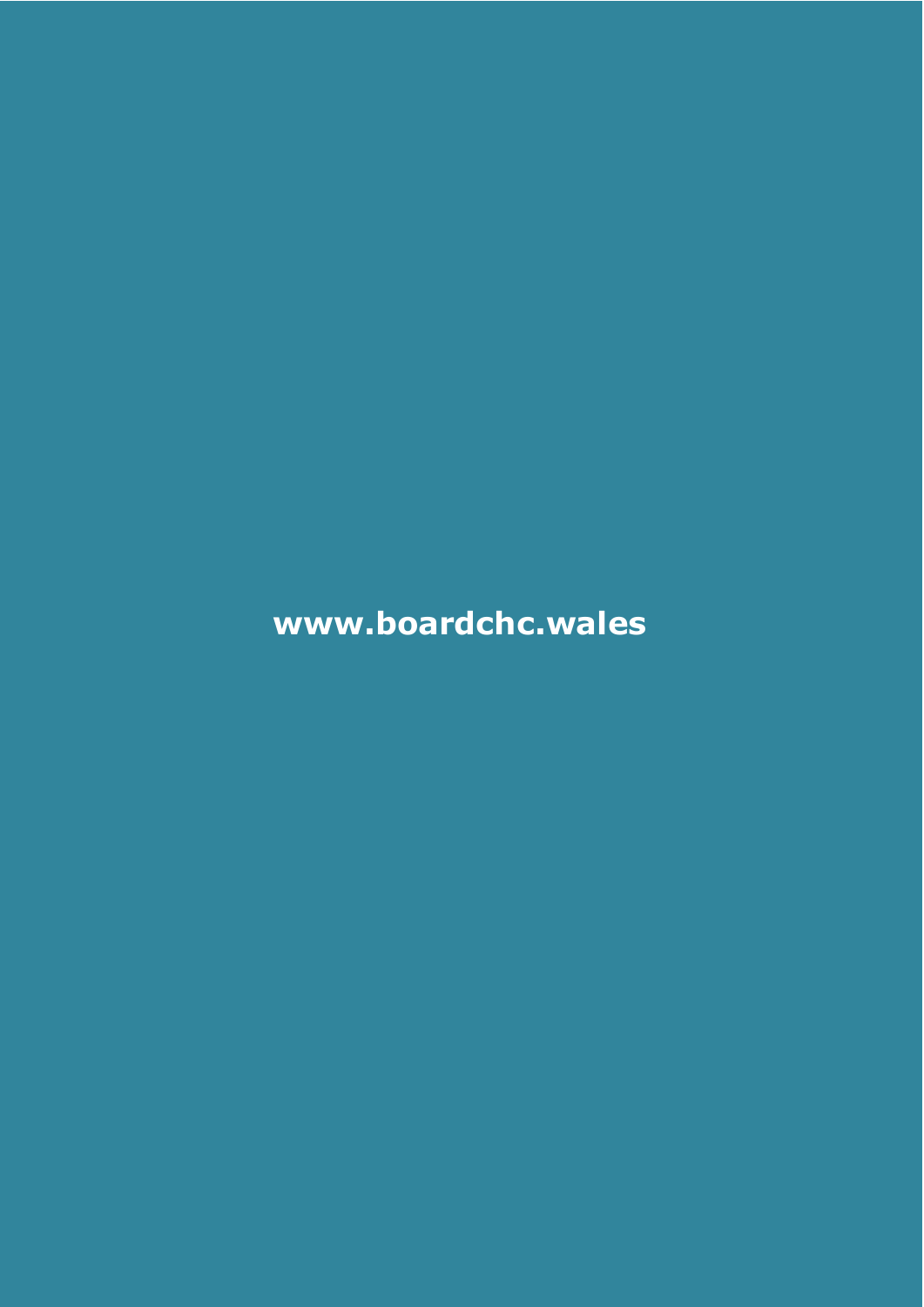**www.boardchc.wales**